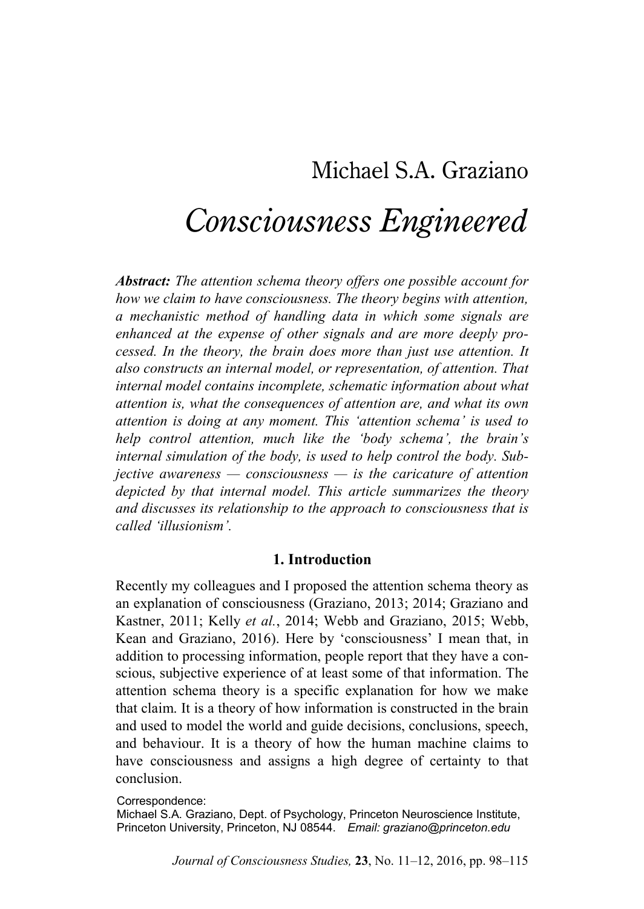Michael S.A. Graziano

# *Consciousness Engineered*

***Abstract:*** *The attention schema theory offers one possible account for how we claim to have consciousness. The theory begins with attention, a mechanistic method of handling data in which some signals are enhanced at the expense of other signals and are more deeply processed. In the theory, the brain does more than just use attention. It also constructs an internal model, or representation, of attention. That internal model contains incomplete, schematic information about what attention is, what the consequences of attention are, and what its own attention is doing at any moment. This 'attention schema' is used to help control attention, much like the 'body schema', the brain's internal simulation of the body, is used to help control the body. Subjective awareness — consciousness — is the caricature of attention depicted by that internal model. This article summarizes the theory and discusses its relationship to the approach to consciousness that is called 'illusionism'.*

## 1. Introduction

Recently my colleagues and I proposed the attention schema theory as an explanation of consciousness (Graziano, 2013; 2014; Graziano and Kastner, 2011; Kelly *et al.*, 2014; Webb and Graziano, 2015; Webb, Kean and Graziano, 2016). Here by 'consciousness' I mean that, in addition to processing information, people report that they have a conscious, subjective experience of at least some of that information. The attention schema theory is a specific explanation for how we make that claim. It is a theory of how information is constructed in the brain and used to model the world and guide decisions, conclusions, speech, and behaviour. It is a theory of how the human machine claims to have consciousness and assigns a high degree of certainty to that conclusion.

Correspondence:
Michael S.A. Graziano, Dept. of Psychology, Princeton Neuroscience Institute, Princeton University, Princeton, NJ 08544. *Email: graziano@princeton.edu*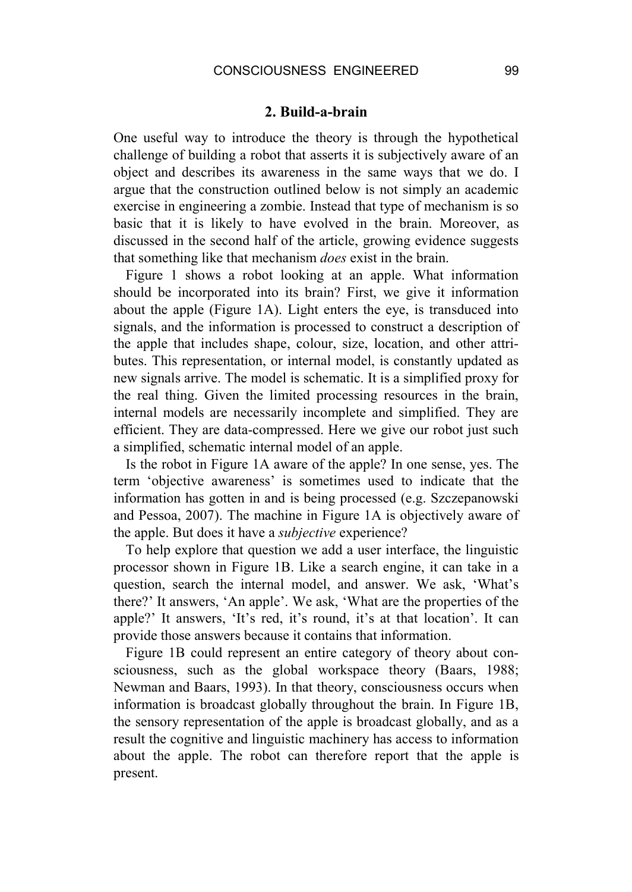## 2. Build-a-brain

One useful way to introduce the theory is through the hypothetical challenge of building a robot that asserts it is subjectively aware of an object and describes its awareness in the same ways that we do. I argue that the construction outlined below is not simply an academic exercise in engineering a zombie. Instead that type of mechanism is so basic that it is likely to have evolved in the brain. Moreover, as discussed in the second half of the article, growing evidence suggests that something like that mechanism *does* exist in the brain.

Figure 1 shows a robot looking at an apple. What information should be incorporated into its brain? First, we give it information about the apple (Figure 1A). Light enters the eye, is transduced into signals, and the information is processed to construct a description of the apple that includes shape, colour, size, location, and other attributes. This representation, or internal model, is constantly updated as new signals arrive. The model is schematic. It is a simplified proxy for the real thing. Given the limited processing resources in the brain, internal models are necessarily incomplete and simplified. They are efficient. They are data-compressed. Here we give our robot just such a simplified, schematic internal model of an apple.

Is the robot in Figure 1A aware of the apple? In one sense, yes. The term 'objective awareness' is sometimes used to indicate that the information has gotten in and is being processed (e.g. Szczepanowski and Pessoa, 2007). The machine in Figure 1A is objectively aware of the apple. But does it have a *subjective* experience?

To help explore that question we add a user interface, the linguistic processor shown in Figure 1B. Like a search engine, it can take in a question, search the internal model, and answer. We ask, 'What's there?' It answers, 'An apple'. We ask, 'What are the properties of the apple?' It answers, 'It's red, it's round, it's at that location'. It can provide those answers because it contains that information.

Figure 1B could represent an entire category of theory about consciousness, such as the global workspace theory (Baars, 1988; Newman and Baars, 1993). In that theory, consciousness occurs when information is broadcast globally throughout the brain. In Figure 1B, the sensory representation of the apple is broadcast globally, and as a result the cognitive and linguistic machinery has access to information about the apple. The robot can therefore report that the apple is present.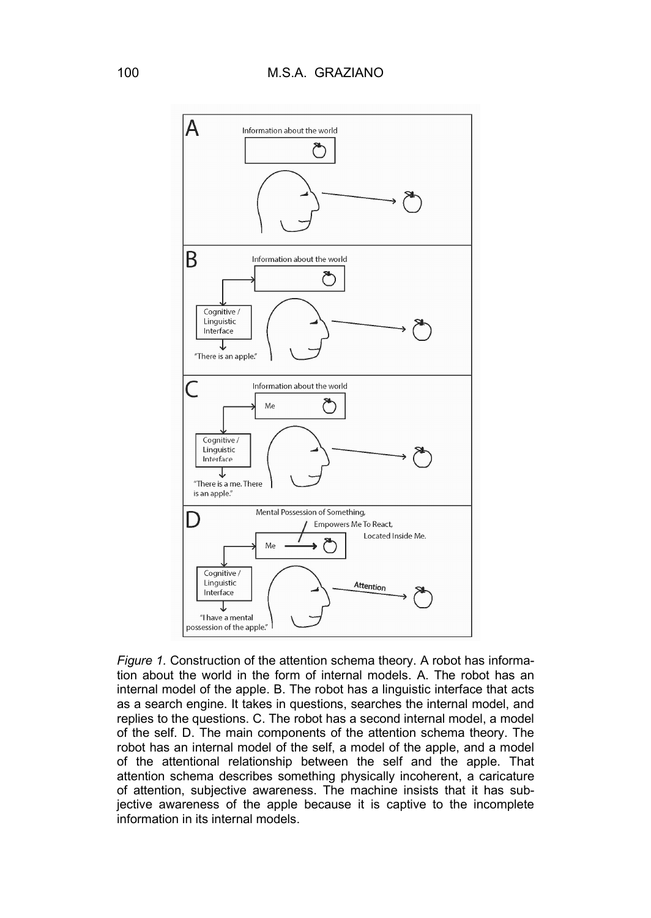*Figure 1.* Construction of the attention schema theory. A robot has information about the world in the form of internal models. A. The robot has an internal model of the apple. B. The robot has a linguistic interface that acts as a search engine. It takes in questions, searches the internal model, and replies to the questions. C. The robot has a second internal model, a model of the self. D. The main components of the attention schema theory. The robot has an internal model of the self, a model of the apple, and a model of the attentional relationship between the self and the apple. That attention schema describes something physically incoherent, a caricature of attention, subjective awareness. The machine insists that it has subjective awareness of the apple because it is captive to the incomplete information in its internal models.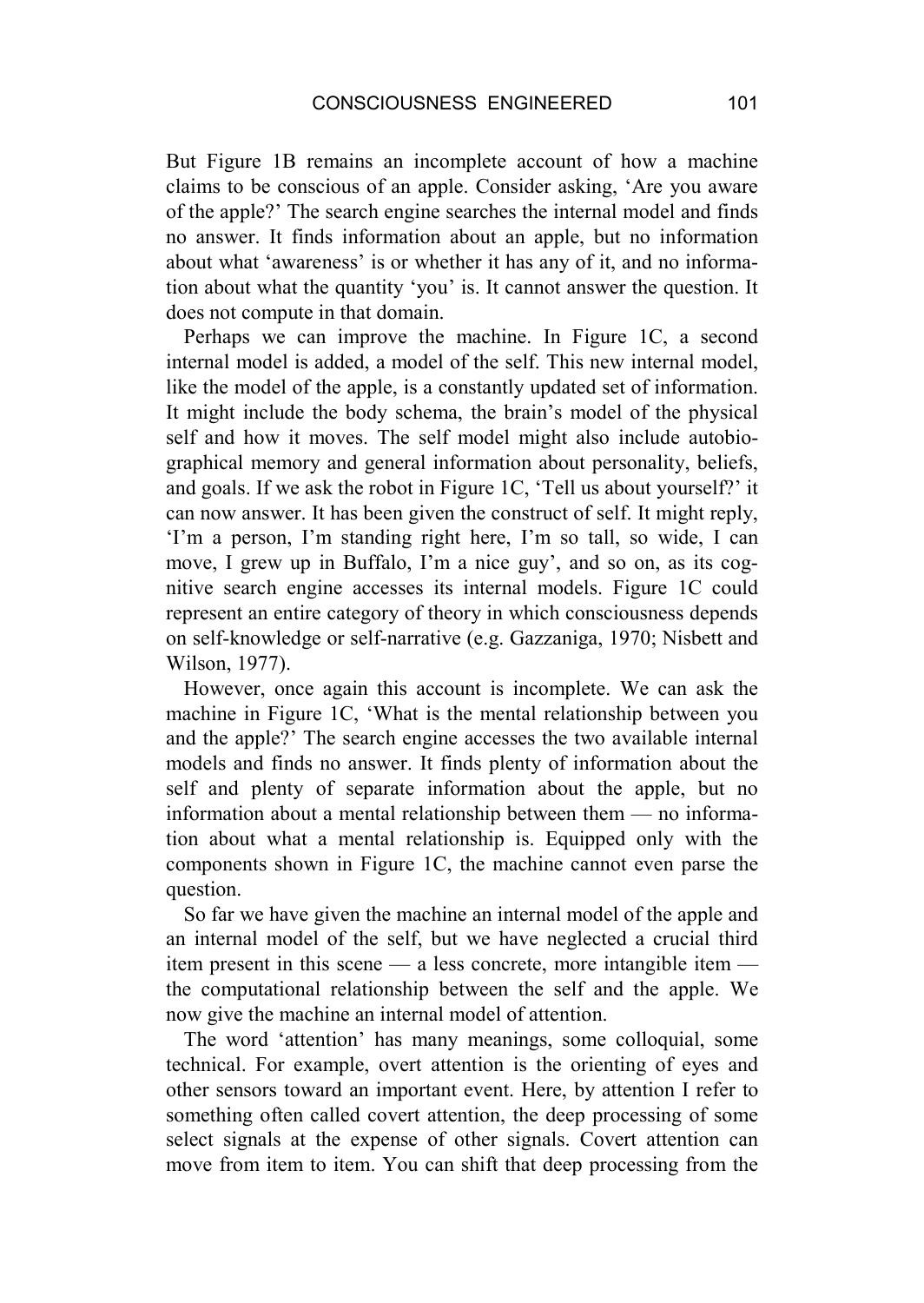But Figure 1B remains an incomplete account of how a machine claims to be conscious of an apple. Consider asking, 'Are you aware of the apple?' The search engine searches the internal model and finds no answer. It finds information about an apple, but no information about what 'awareness' is or whether it has any of it, and no information about what the quantity 'you' is. It cannot answer the question. It does not compute in that domain.

Perhaps we can improve the machine. In Figure 1C, a second internal model is added, a model of the self. This new internal model, like the model of the apple, is a constantly updated set of information. It might include the body schema, the brain's model of the physical self and how it moves. The self model might also include autobiographical memory and general information about personality, beliefs, and goals. If we ask the robot in Figure 1C, 'Tell us about yourself?' it can now answer. It has been given the construct of self. It might reply, 'I'm a person, I'm standing right here, I'm so tall, so wide, I can move, I grew up in Buffalo, I'm a nice guy', and so on, as its cognitive search engine accesses its internal models. Figure 1C could represent an entire category of theory in which consciousness depends on self-knowledge or self-narrative (e.g. Gazzaniga, 1970; Nisbett and Wilson, 1977).

However, once again this account is incomplete. We can ask the machine in Figure 1C, 'What is the mental relationship between you and the apple?' The search engine accesses the two available internal models and finds no answer. It finds plenty of information about the self and plenty of separate information about the apple, but no information about a mental relationship between them — no information about what a mental relationship is. Equipped only with the components shown in Figure 1C, the machine cannot even parse the question.

So far we have given the machine an internal model of the apple and an internal model of the self, but we have neglected a crucial third item present in this scene — a less concrete, more intangible item — the computational relationship between the self and the apple. We now give the machine an internal model of attention.

The word 'attention' has many meanings, some colloquial, some technical. For example, overt attention is the orienting of eyes and other sensors toward an important event. Here, by attention I refer to something often called covert attention, the deep processing of some select signals at the expense of other signals. Covert attention can move from item to item. You can shift that deep processing from the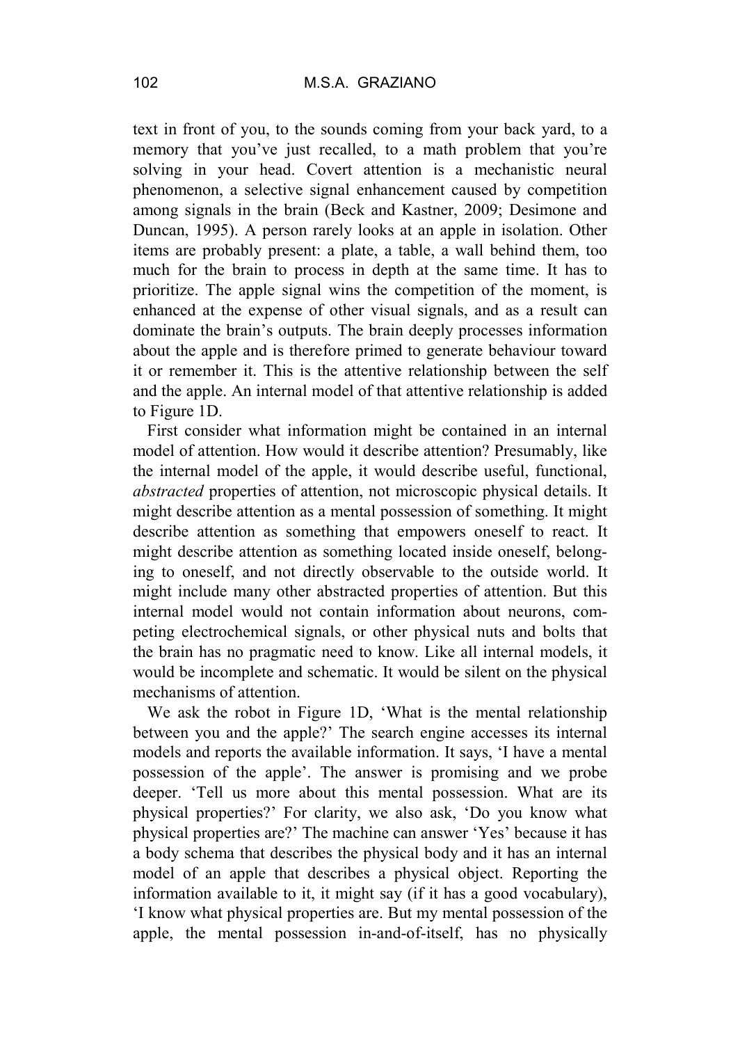text in front of you, to the sounds coming from your back yard, to a memory that you've just recalled, to a math problem that you're solving in your head. Covert attention is a mechanistic neural phenomenon, a selective signal enhancement caused by competition among signals in the brain (Beck and Kastner, 2009; Desimone and Duncan, 1995). A person rarely looks at an apple in isolation. Other items are probably present: a plate, a table, a wall behind them, too much for the brain to process in depth at the same time. It has to prioritize. The apple signal wins the competition of the moment, is enhanced at the expense of other visual signals, and as a result can dominate the brain's outputs. The brain deeply processes information about the apple and is therefore primed to generate behaviour toward it or remember it. This is the attentive relationship between the self and the apple. An internal model of that attentive relationship is added to Figure 1D.

First consider what information might be contained in an internal model of attention. How would it describe attention? Presumably, like the internal model of the apple, it would describe useful, functional, *abstracted* properties of attention, not microscopic physical details. It might describe attention as a mental possession of something. It might describe attention as something that empowers oneself to react. It might describe attention as something located inside oneself, belonging to oneself, and not directly observable to the outside world. It might include many other abstracted properties of attention. But this internal model would not contain information about neurons, competing electrochemical signals, or other physical nuts and bolts that the brain has no pragmatic need to know. Like all internal models, it would be incomplete and schematic. It would be silent on the physical mechanisms of attention.

We ask the robot in Figure 1D, 'What is the mental relationship between you and the apple?' The search engine accesses its internal models and reports the available information. It says, 'I have a mental possession of the apple'. The answer is promising and we probe deeper. 'Tell us more about this mental possession. What are its physical properties?' For clarity, we also ask, 'Do you know what physical properties are?' The machine can answer 'Yes' because it has a body schema that describes the physical body and it has an internal model of an apple that describes a physical object. Reporting the information available to it, it might say (if it has a good vocabulary), 'I know what physical properties are. But my mental possession of the apple, the mental possession in-and-of-itself, has no physically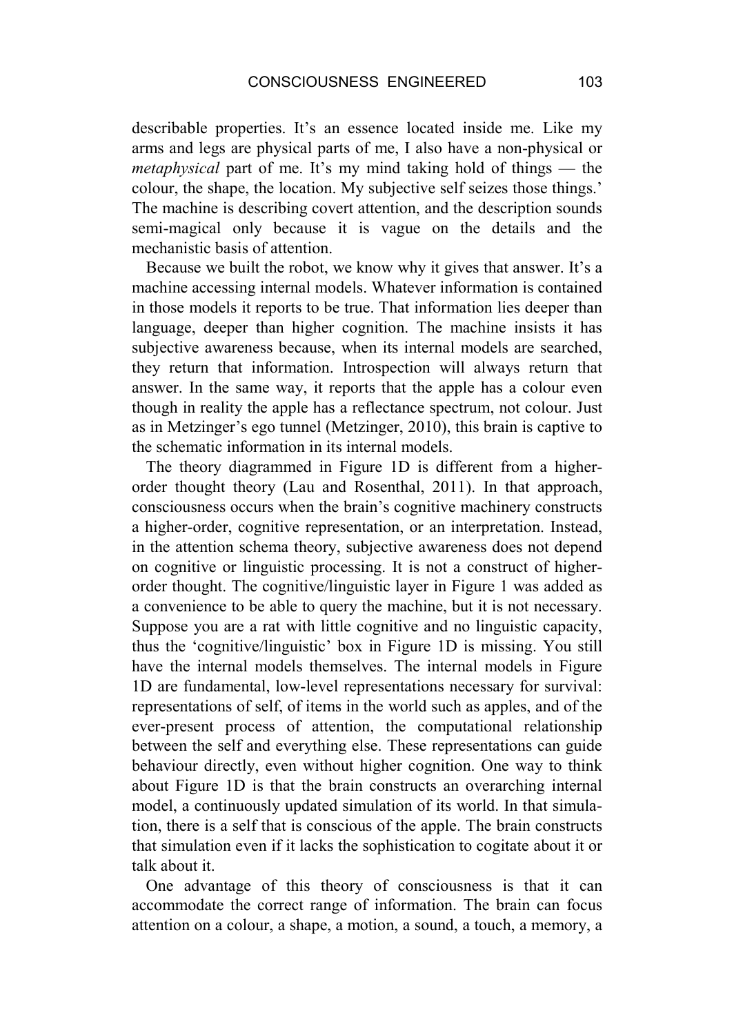describable properties. It's an essence located inside me. Like my arms and legs are physical parts of me, I also have a non-physical or *metaphysical* part of me. It's my mind taking hold of things — the colour, the shape, the location. My subjective self seizes those things.' The machine is describing covert attention, and the description sounds semi-magical only because it is vague on the details and the mechanistic basis of attention.

Because we built the robot, we know why it gives that answer. It's a machine accessing internal models. Whatever information is contained in those models it reports to be true. That information lies deeper than language, deeper than higher cognition. The machine insists it has subjective awareness because, when its internal models are searched, they return that information. Introspection will always return that answer. In the same way, it reports that the apple has a colour even though in reality the apple has a reflectance spectrum, not colour. Just as in Metzinger's ego tunnel (Metzinger, 2010), this brain is captive to the schematic information in its internal models.

The theory diagrammed in Figure 1D is different from a higher-order thought theory (Lau and Rosenthal, 2011). In that approach, consciousness occurs when the brain's cognitive machinery constructs a higher-order, cognitive representation, or an interpretation. Instead, in the attention schema theory, subjective awareness does not depend on cognitive or linguistic processing. It is not a construct of higher-order thought. The cognitive/linguistic layer in Figure 1 was added as a convenience to be able to query the machine, but it is not necessary. Suppose you are a rat with little cognitive and no linguistic capacity, thus the 'cognitive/linguistic' box in Figure 1D is missing. You still have the internal models themselves. The internal models in Figure 1D are fundamental, low-level representations necessary for survival: representations of self, of items in the world such as apples, and of the ever-present process of attention, the computational relationship between the self and everything else. These representations can guide behaviour directly, even without higher cognition. One way to think about Figure 1D is that the brain constructs an overarching internal model, a continuously updated simulation of its world. In that simulation, there is a self that is conscious of the apple. The brain constructs that simulation even if it lacks the sophistication to cogitate about it or talk about it.

One advantage of this theory of consciousness is that it can accommodate the correct range of information. The brain can focus attention on a colour, a shape, a motion, a sound, a touch, a memory, a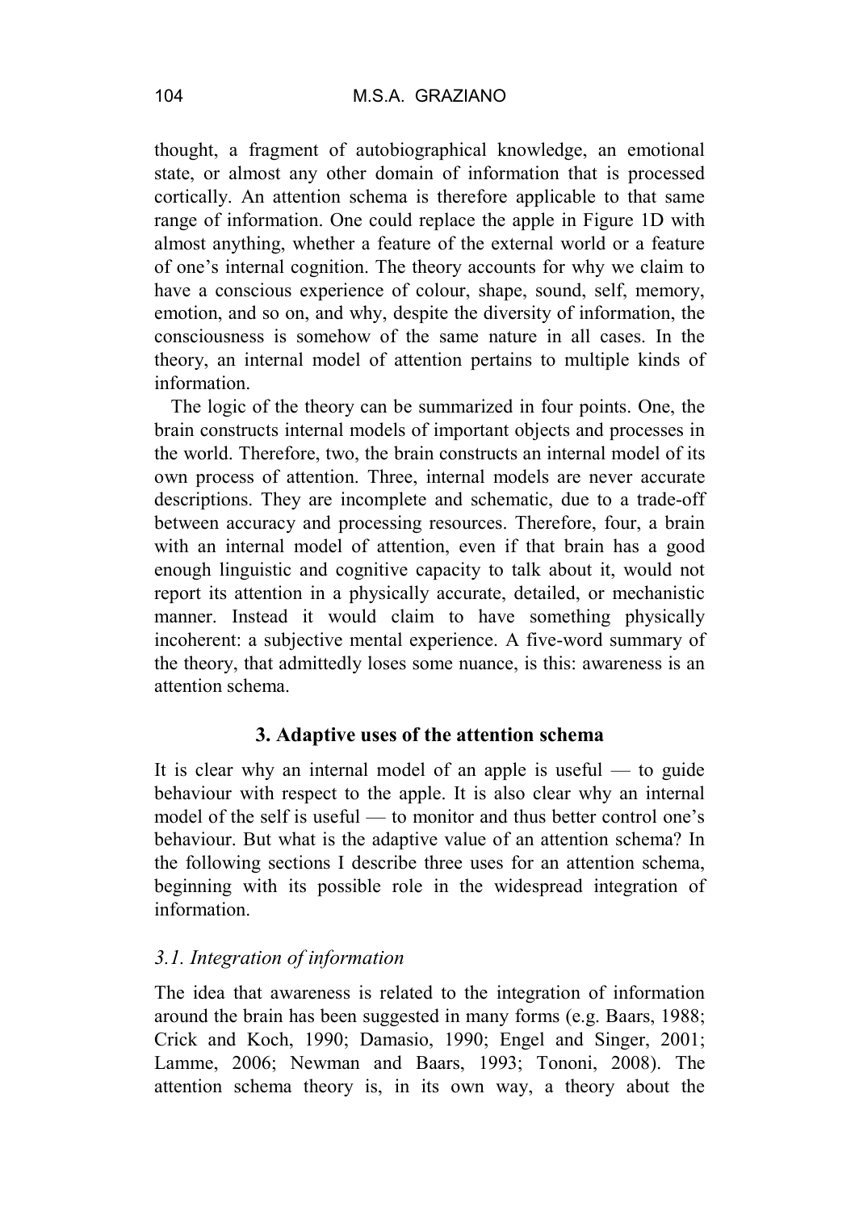thought, a fragment of autobiographical knowledge, an emotional state, or almost any other domain of information that is processed cortically. An attention schema is therefore applicable to that same range of information. One could replace the apple in Figure 1D with almost anything, whether a feature of the external world or a feature of one's internal cognition. The theory accounts for why we claim to have a conscious experience of colour, shape, sound, self, memory, emotion, and so on, and why, despite the diversity of information, the consciousness is somehow of the same nature in all cases. In the theory, an internal model of attention pertains to multiple kinds of information.

The logic of the theory can be summarized in four points. One, the brain constructs internal models of important objects and processes in the world. Therefore, two, the brain constructs an internal model of its own process of attention. Three, internal models are never accurate descriptions. They are incomplete and schematic, due to a trade-off between accuracy and processing resources. Therefore, four, a brain with an internal model of attention, even if that brain has a good enough linguistic and cognitive capacity to talk about it, would not report its attention in a physically accurate, detailed, or mechanistic manner. Instead it would claim to have something physically incoherent: a subjective mental experience. A five-word summary of the theory, that admittedly loses some nuance, is this: awareness is an attention schema.

## 3. Adaptive uses of the attention schema

It is clear why an internal model of an apple is useful — to guide behaviour with respect to the apple. It is also clear why an internal model of the self is useful — to monitor and thus better control one's behaviour. But what is the adaptive value of an attention schema? In the following sections I describe three uses for an attention schema, beginning with its possible role in the widespread integration of information.

### *3.1. Integration of information*

The idea that awareness is related to the integration of information around the brain has been suggested in many forms (e.g. Baars, 1988; Crick and Koch, 1990; Damasio, 1990; Engel and Singer, 2001; Lamme, 2006; Newman and Baars, 1993; Tononi, 2008). The attention schema theory is, in its own way, a theory about the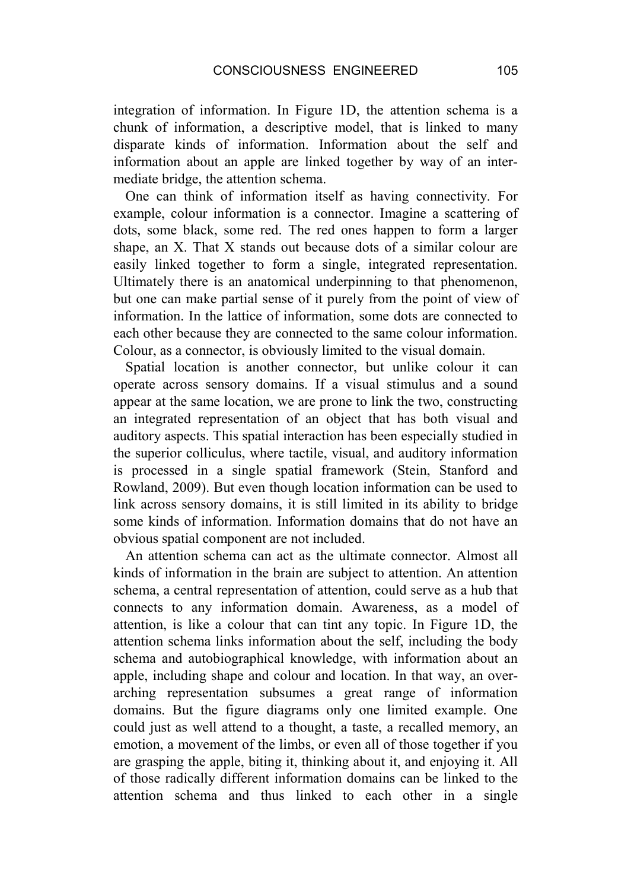integration of information. In Figure 1D, the attention schema is a chunk of information, a descriptive model, that is linked to many disparate kinds of information. Information about the self and information about an apple are linked together by way of an intermediate bridge, the attention schema.

One can think of information itself as having connectivity. For example, colour information is a connector. Imagine a scattering of dots, some black, some red. The red ones happen to form a larger shape, an X. That X stands out because dots of a similar colour are easily linked together to form a single, integrated representation. Ultimately there is an anatomical underpinning to that phenomenon, but one can make partial sense of it purely from the point of view of information. In the lattice of information, some dots are connected to each other because they are connected to the same colour information. Colour, as a connector, is obviously limited to the visual domain.

Spatial location is another connector, but unlike colour it can operate across sensory domains. If a visual stimulus and a sound appear at the same location, we are prone to link the two, constructing an integrated representation of an object that has both visual and auditory aspects. This spatial interaction has been especially studied in the superior colliculus, where tactile, visual, and auditory information is processed in a single spatial framework (Stein, Stanford and Rowland, 2009). But even though location information can be used to link across sensory domains, it is still limited in its ability to bridge some kinds of information. Information domains that do not have an obvious spatial component are not included.

An attention schema can act as the ultimate connector. Almost all kinds of information in the brain are subject to attention. An attention schema, a central representation of attention, could serve as a hub that connects to any information domain. Awareness, as a model of attention, is like a colour that can tint any topic. In Figure 1D, the attention schema links information about the self, including the body schema and autobiographical knowledge, with information about an apple, including shape and colour and location. In that way, an overarching representation subsumes a great range of information domains. But the figure diagrams only one limited example. One could just as well attend to a thought, a taste, a recalled memory, an emotion, a movement of the limbs, or even all of those together if you are grasping the apple, biting it, thinking about it, and enjoying it. All of those radically different information domains can be linked to the attention schema and thus linked to each other in a single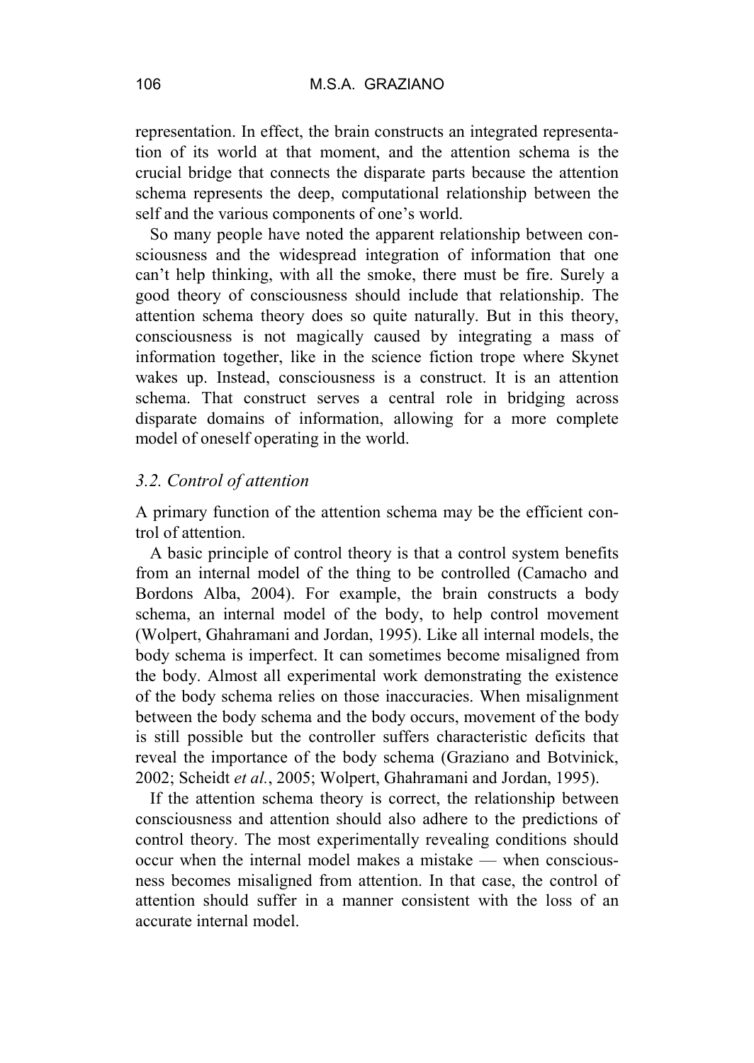representation. In effect, the brain constructs an integrated representation of its world at that moment, and the attention schema is the crucial bridge that connects the disparate parts because the attention schema represents the deep, computational relationship between the self and the various components of one's world.

So many people have noted the apparent relationship between consciousness and the widespread integration of information that one can't help thinking, with all the smoke, there must be fire. Surely a good theory of consciousness should include that relationship. The attention schema theory does so quite naturally. But in this theory, consciousness is not magically caused by integrating a mass of information together, like in the science fiction trope where Skynet wakes up. Instead, consciousness is a construct. It is an attention schema. That construct serves a central role in bridging across disparate domains of information, allowing for a more complete model of oneself operating in the world.

### *3.2. Control of attention*

A primary function of the attention schema may be the efficient control of attention.

A basic principle of control theory is that a control system benefits from an internal model of the thing to be controlled (Camacho and Bordons Alba, 2004). For example, the brain constructs a body schema, an internal model of the body, to help control movement (Wolpert, Ghahramani and Jordan, 1995). Like all internal models, the body schema is imperfect. It can sometimes become misaligned from the body. Almost all experimental work demonstrating the existence of the body schema relies on those inaccuracies. When misalignment between the body schema and the body occurs, movement of the body is still possible but the controller suffers characteristic deficits that reveal the importance of the body schema (Graziano and Botvinick, 2002; Scheidt *et al.*, 2005; Wolpert, Ghahramani and Jordan, 1995).

If the attention schema theory is correct, the relationship between consciousness and attention should also adhere to the predictions of control theory. The most experimentally revealing conditions should occur when the internal model makes a mistake — when consciousness becomes misaligned from attention. In that case, the control of attention should suffer in a manner consistent with the loss of an accurate internal model.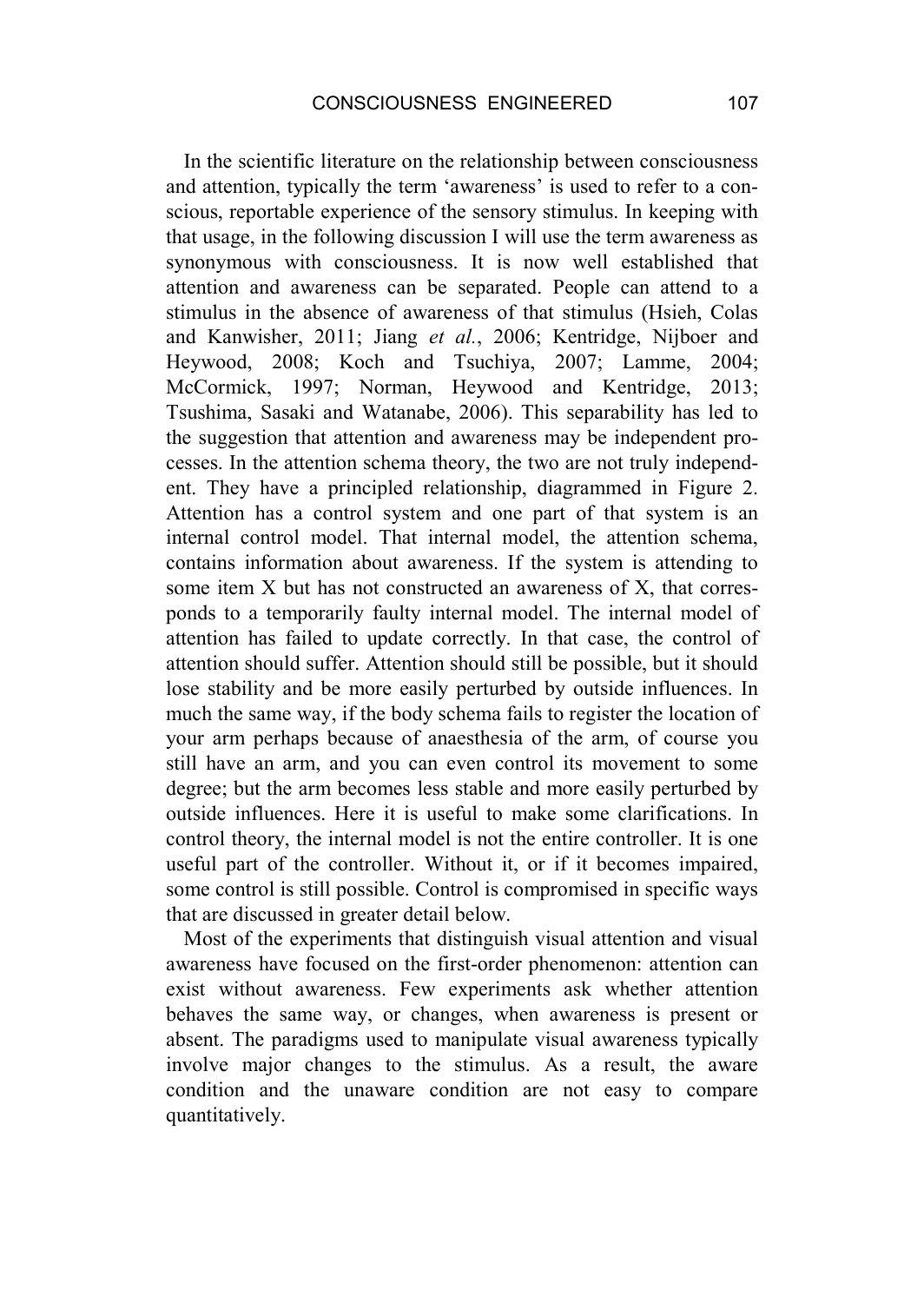In the scientific literature on the relationship between consciousness and attention, typically the term 'awareness' is used to refer to a conscious, reportable experience of the sensory stimulus. In keeping with that usage, in the following discussion I will use the term awareness as synonymous with consciousness. It is now well established that attention and awareness can be separated. People can attend to a stimulus in the absence of awareness of that stimulus (Hsieh, Colas and Kanwisher, 2011; Jiang *et al.*, 2006; Kentridge, Nijboer and Heywood, 2008; Koch and Tsuchiya, 2007; Lamme, 2004; McCormick, 1997; Norman, Heywood and Kentridge, 2013; Tsushima, Sasaki and Watanabe, 2006). This separability has led to the suggestion that attention and awareness may be independent processes. In the attention schema theory, the two are not truly independent. They have a principled relationship, diagrammed in Figure 2. Attention has a control system and one part of that system is an internal control model. That internal model, the attention schema, contains information about awareness. If the system is attending to some item X but has not constructed an awareness of X, that corresponds to a temporarily faulty internal model. The internal model of attention has failed to update correctly. In that case, the control of attention should suffer. Attention should still be possible, but it should lose stability and be more easily perturbed by outside influences. In much the same way, if the body schema fails to register the location of your arm perhaps because of anaesthesia of the arm, of course you still have an arm, and you can even control its movement to some degree; but the arm becomes less stable and more easily perturbed by outside influences. Here it is useful to make some clarifications. In control theory, the internal model is not the entire controller. It is one useful part of the controller. Without it, or if it becomes impaired, some control is still possible. Control is compromised in specific ways that are discussed in greater detail below.

Most of the experiments that distinguish visual attention and visual awareness have focused on the first-order phenomenon: attention can exist without awareness. Few experiments ask whether attention behaves the same way, or changes, when awareness is present or absent. The paradigms used to manipulate visual awareness typically involve major changes to the stimulus. As a result, the aware condition and the unaware condition are not easy to compare quantitatively.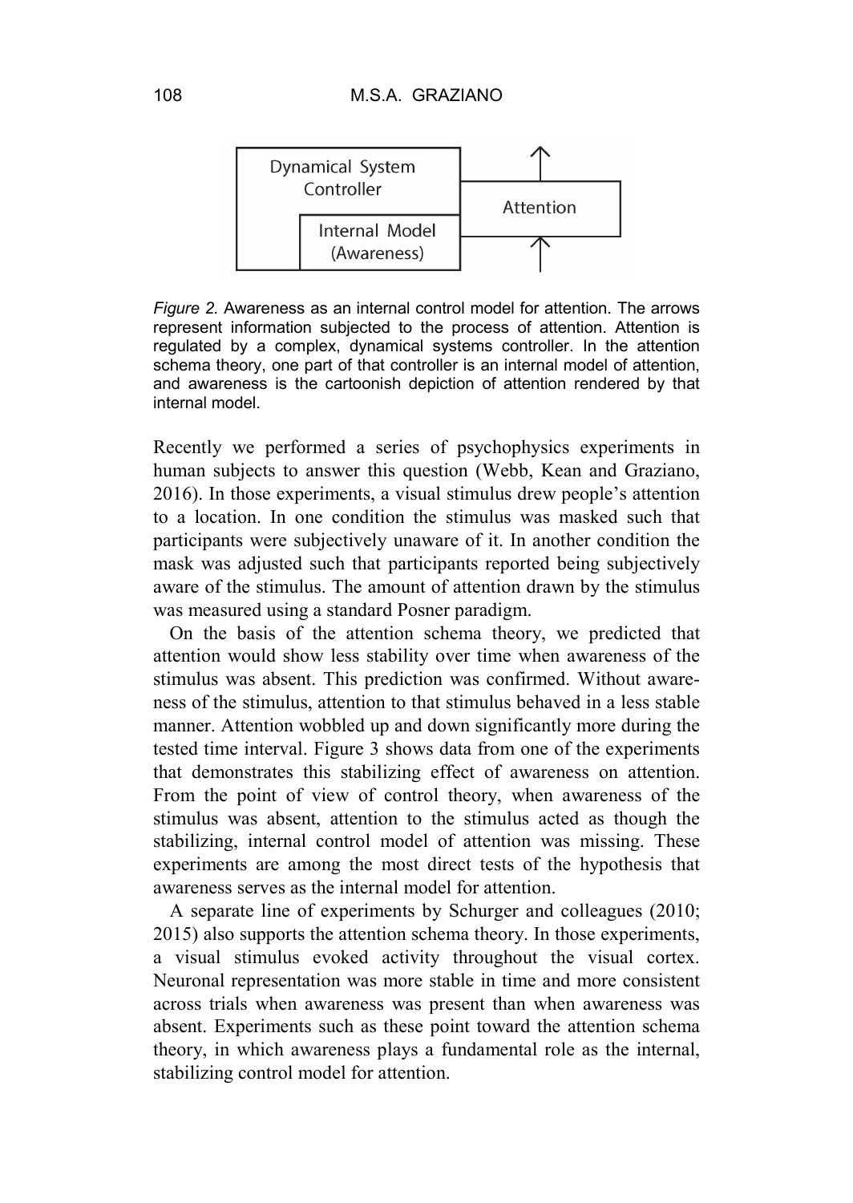*Figure 2.* Awareness as an internal control model for attention. The arrows represent information subjected to the process of attention. Attention is regulated by a complex, dynamical systems controller. In the attention schema theory, one part of that controller is an internal model of attention, and awareness is the cartoonish depiction of attention rendered by that internal model.

Recently we performed a series of psychophysics experiments in human subjects to answer this question (Webb, Kean and Graziano, 2016). In those experiments, a visual stimulus drew people's attention to a location. In one condition the stimulus was masked such that participants were subjectively unaware of it. In another condition the mask was adjusted such that participants reported being subjectively aware of the stimulus. The amount of attention drawn by the stimulus was measured using a standard Posner paradigm.

On the basis of the attention schema theory, we predicted that attention would show less stability over time when awareness of the stimulus was absent. This prediction was confirmed. Without awareness of the stimulus, attention to that stimulus behaved in a less stable manner. Attention wobbled up and down significantly more during the tested time interval. Figure 3 shows data from one of the experiments that demonstrates this stabilizing effect of awareness on attention. From the point of view of control theory, when awareness of the stimulus was absent, attention to the stimulus acted as though the stabilizing, internal control model of attention was missing. These experiments are among the most direct tests of the hypothesis that awareness serves as the internal model for attention.

A separate line of experiments by Schurger and colleagues (2010; 2015) also supports the attention schema theory. In those experiments, a visual stimulus evoked activity throughout the visual cortex. Neuronal representation was more stable in time and more consistent across trials when awareness was present than when awareness was absent. Experiments such as these point toward the attention schema theory, in which awareness plays a fundamental role as the internal, stabilizing control model for attention.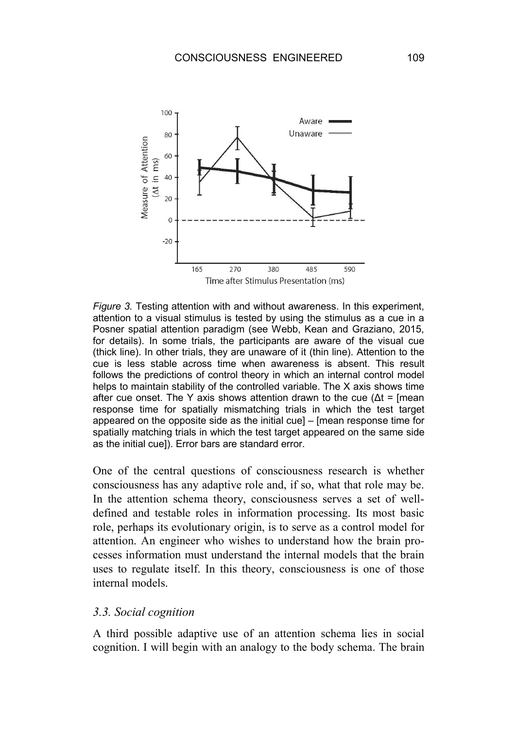*Figure 3.* Testing attention with and without awareness. In this experiment, attention to a visual stimulus is tested by using the stimulus as a cue in a Posner spatial attention paradigm (see Webb, Kean and Graziano, 2015, for details). In some trials, the participants are aware of the visual cue (thick line). In other trials, they are unaware of it (thin line). Attention to the cue is less stable across time when awareness is absent. This result follows the predictions of control theory in which an internal control model helps to maintain stability of the controlled variable. The X axis shows time after cue onset. The Y axis shows attention drawn to the cue ($\Delta t$ = [mean response time for spatially mismatching trials in which the test target appeared on the opposite side as the initial cue] – [mean response time for spatially matching trials in which the test target appeared on the same side as the initial cue]). Error bars are standard error.

One of the central questions of consciousness research is whether consciousness has any adaptive role and, if so, what that role may be. In the attention schema theory, consciousness serves a set of well-defined and testable roles in information processing. Its most basic role, perhaps its evolutionary origin, is to serve as a control model for attention. An engineer who wishes to understand how the brain processes information must understand the internal models that the brain uses to regulate itself. In this theory, consciousness is one of those internal models.

### *3.3. Social cognition*

A third possible adaptive use of an attention schema lies in social cognition. I will begin with an analogy to the body schema. The brain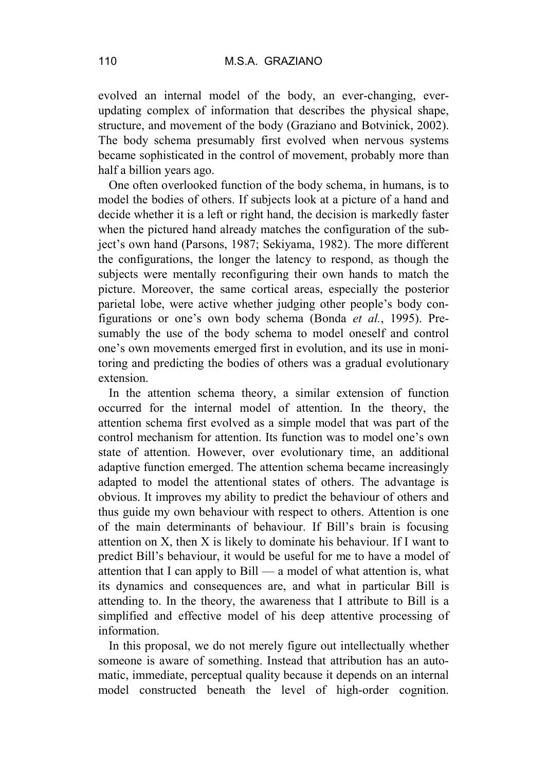evolved an internal model of the body, an ever-changing, ever-updating complex of information that describes the physical shape, structure, and movement of the body (Graziano and Botvinick, 2002). The body schema presumably first evolved when nervous systems became sophisticated in the control of movement, probably more than half a billion years ago.

One often overlooked function of the body schema, in humans, is to model the bodies of others. If subjects look at a picture of a hand and decide whether it is a left or right hand, the decision is markedly faster when the pictured hand already matches the configuration of the subject's own hand (Parsons, 1987; Sekiyama, 1982). The more different the configurations, the longer the latency to respond, as though the subjects were mentally reconfiguring their own hands to match the picture. Moreover, the same cortical areas, especially the posterior parietal lobe, were active whether judging other people's body configurations or one's own body schema (Bonda *et al.*, 1995). Presumably the use of the body schema to model oneself and control one's own movements emerged first in evolution, and its use in monitoring and predicting the bodies of others was a gradual evolutionary extension.

In the attention schema theory, a similar extension of function occurred for the internal model of attention. In the theory, the attention schema first evolved as a simple model that was part of the control mechanism for attention. Its function was to model one's own state of attention. However, over evolutionary time, an additional adaptive function emerged. The attention schema became increasingly adapted to model the attentional states of others. The advantage is obvious. It improves my ability to predict the behaviour of others and thus guide my own behaviour with respect to others. Attention is one of the main determinants of behaviour. If Bill's brain is focusing attention on X, then X is likely to dominate his behaviour. If I want to predict Bill's behaviour, it would be useful for me to have a model of attention that I can apply to Bill — a model of what attention is, what its dynamics and consequences are, and what in particular Bill is attending to. In the theory, the awareness that I attribute to Bill is a simplified and effective model of his deep attentive processing of information.

In this proposal, we do not merely figure out intellectually whether someone is aware of something. Instead that attribution has an automatic, immediate, perceptual quality because it depends on an internal model constructed beneath the level of high-order cognition.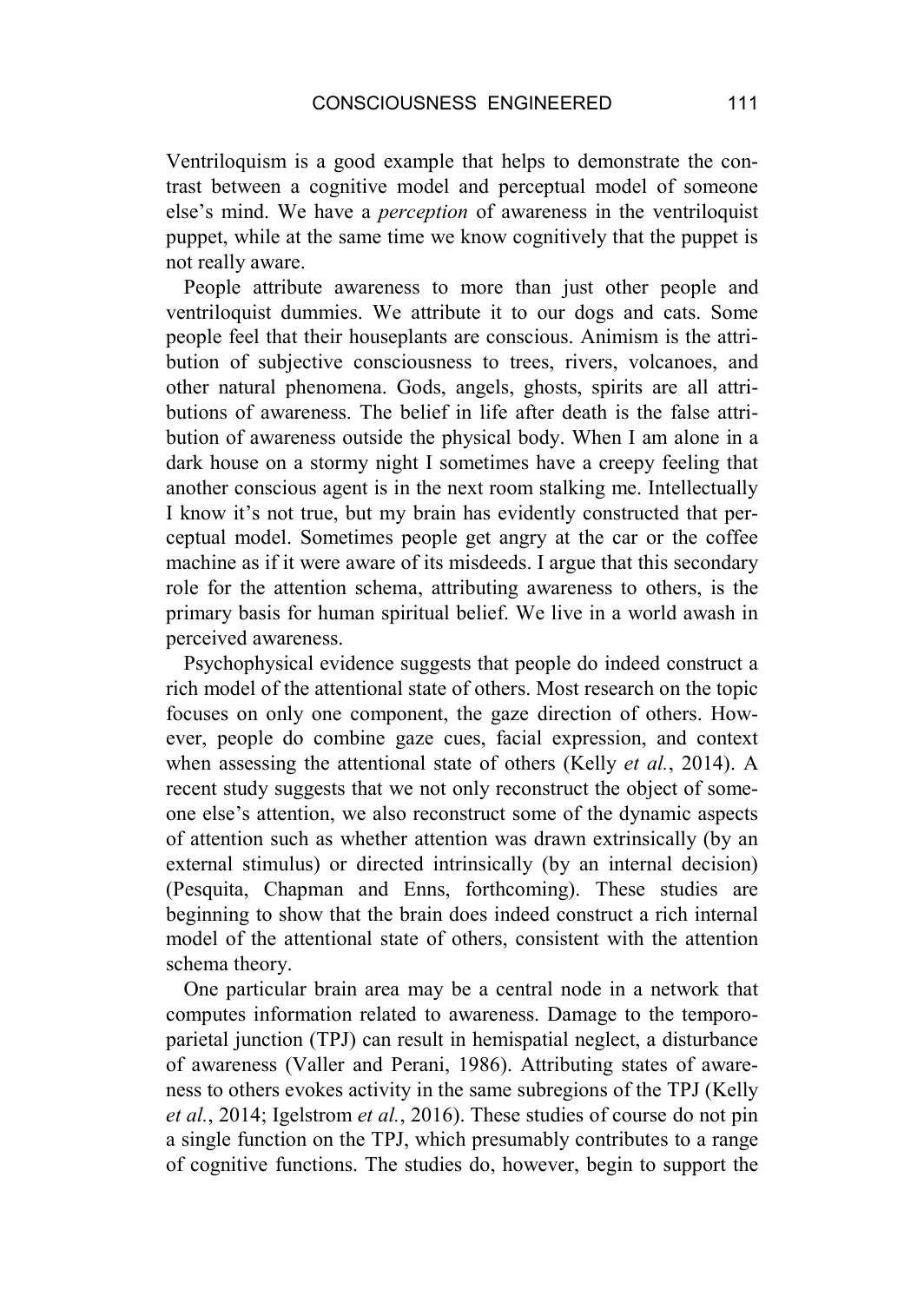Ventriloquism is a good example that helps to demonstrate the contrast between a cognitive model and perceptual model of someone else's mind. We have a *perception* of awareness in the ventriloquist puppet, while at the same time we know cognitively that the puppet is not really aware.

People attribute awareness to more than just other people and ventriloquist dummies. We attribute it to our dogs and cats. Some people feel that their houseplants are conscious. Animism is the attribution of subjective consciousness to trees, rivers, volcanoes, and other natural phenomena. Gods, angels, ghosts, spirits are all attributions of awareness. The belief in life after death is the false attribution of awareness outside the physical body. When I am alone in a dark house on a stormy night I sometimes have a creepy feeling that another conscious agent is in the next room stalking me. Intellectually I know it's not true, but my brain has evidently constructed that perceptual model. Sometimes people get angry at the car or the coffee machine as if it were aware of its misdeeds. I argue that this secondary role for the attention schema, attributing awareness to others, is the primary basis for human spiritual belief. We live in a world awash in perceived awareness.

Psychophysical evidence suggests that people do indeed construct a rich model of the attentional state of others. Most research on the topic focuses on only one component, the gaze direction of others. However, people do combine gaze cues, facial expression, and context when assessing the attentional state of others (Kelly *et al.*, 2014). A recent study suggests that we not only reconstruct the object of someone else's attention, we also reconstruct some of the dynamic aspects of attention such as whether attention was drawn extrinsically (by an external stimulus) or directed intrinsically (by an internal decision) (Pesquita, Chapman and Enns, forthcoming). These studies are beginning to show that the brain does indeed construct a rich internal model of the attentional state of others, consistent with the attention schema theory.

One particular brain area may be a central node in a network that computes information related to awareness. Damage to the temporoparietal junction (TPJ) can result in hemispatial neglect, a disturbance of awareness (Valler and Perani, 1986). Attributing states of awareness to others evokes activity in the same subregions of the TPJ (Kelly *et al.*, 2014; Igelstrom *et al.*, 2016). These studies of course do not pin a single function on the TPJ, which presumably contributes to a range of cognitive functions. The studies do, however, begin to support the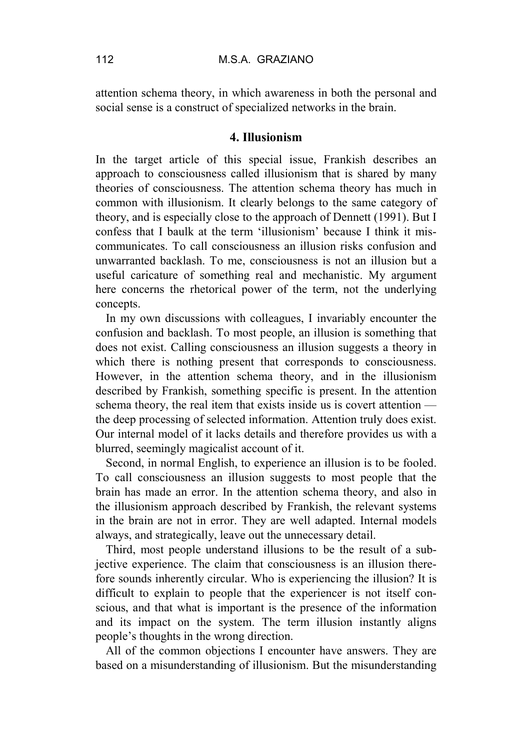attention schema theory, in which awareness in both the personal and social sense is a construct of specialized networks in the brain.

## 4. Illusionism

In the target article of this special issue, Frankish describes an approach to consciousness called illusionism that is shared by many theories of consciousness. The attention schema theory has much in common with illusionism. It clearly belongs to the same category of theory, and is especially close to the approach of Dennett (1991). But I confess that I baulk at the term 'illusionism' because I think it miscommunicates. To call consciousness an illusion risks confusion and unwarranted backlash. To me, consciousness is not an illusion but a useful caricature of something real and mechanistic. My argument here concerns the rhetorical power of the term, not the underlying concepts.

In my own discussions with colleagues, I invariably encounter the confusion and backlash. To most people, an illusion is something that does not exist. Calling consciousness an illusion suggests a theory in which there is nothing present that corresponds to consciousness. However, in the attention schema theory, and in the illusionism described by Frankish, something specific is present. In the attention schema theory, the real item that exists inside us is covert attention — the deep processing of selected information. Attention truly does exist. Our internal model of it lacks details and therefore provides us with a blurred, seemingly magicalist account of it.

Second, in normal English, to experience an illusion is to be fooled. To call consciousness an illusion suggests to most people that the brain has made an error. In the attention schema theory, and also in the illusionism approach described by Frankish, the relevant systems in the brain are not in error. They are well adapted. Internal models always, and strategically, leave out the unnecessary detail.

Third, most people understand illusions to be the result of a subjective experience. The claim that consciousness is an illusion therefore sounds inherently circular. Who is experiencing the illusion? It is difficult to explain to people that the experiencer is not itself conscious, and that what is important is the presence of the information and its impact on the system. The term illusion instantly aligns people's thoughts in the wrong direction.

All of the common objections I encounter have answers. They are based on a misunderstanding of illusionism. But the misunderstanding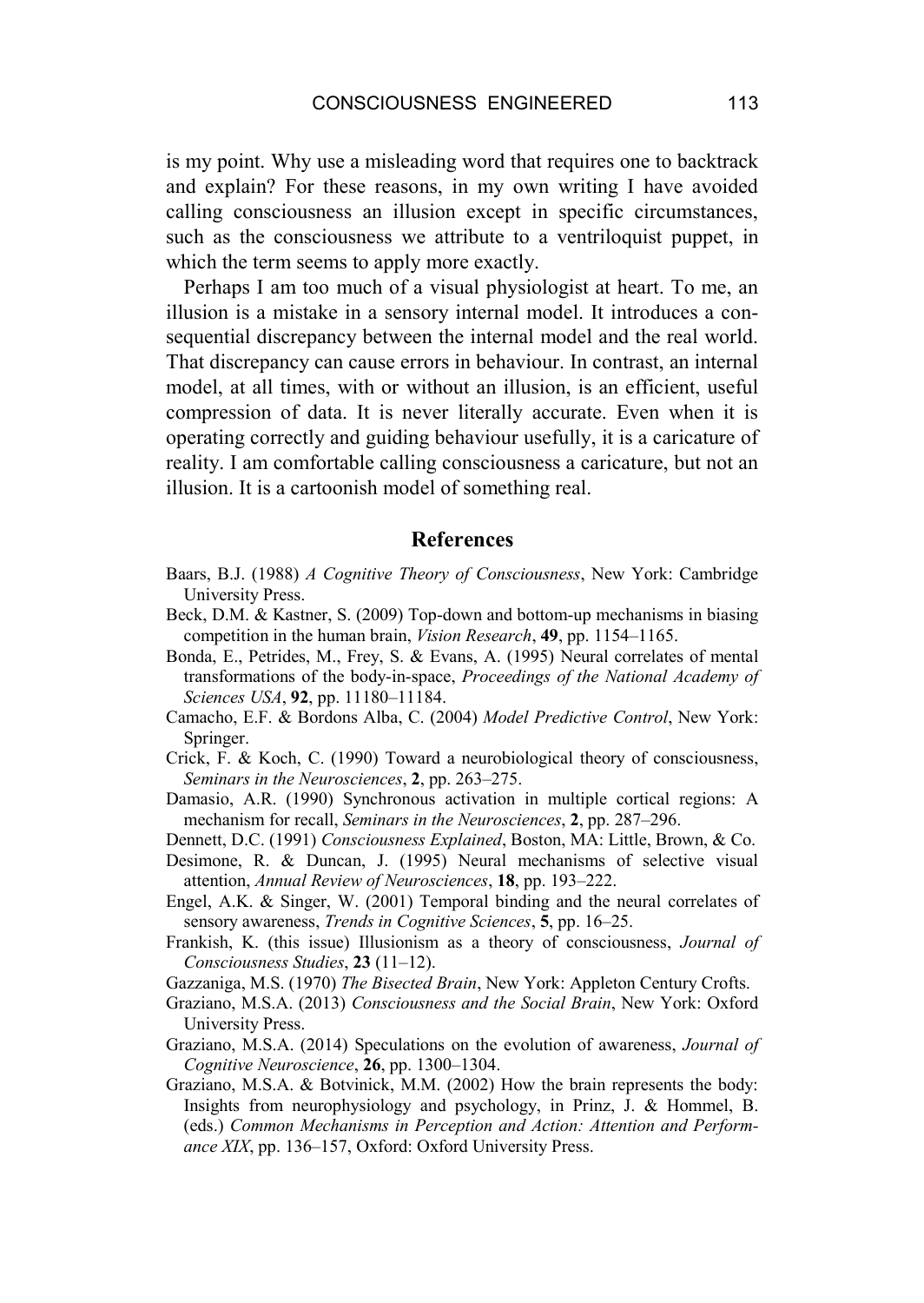is my point. Why use a misleading word that requires one to backtrack and explain? For these reasons, in my own writing I have avoided calling consciousness an illusion except in specific circumstances, such as the consciousness we attribute to a ventriloquist puppet, in which the term seems to apply more exactly.

Perhaps I am too much of a visual physiologist at heart. To me, an illusion is a mistake in a sensory internal model. It introduces a consequential discrepancy between the internal model and the real world. That discrepancy can cause errors in behaviour. In contrast, an internal model, at all times, with or without an illusion, is an efficient, useful compression of data. It is never literally accurate. Even when it is operating correctly and guiding behaviour usefully, it is a caricature of reality. I am comfortable calling consciousness a caricature, but not an illusion. It is a cartoonish model of something real.

## References

Baars, B.J. (1988) *A Cognitive Theory of Consciousness*, New York: Cambridge University Press.

Beck, D.M. & Kastner, S. (2009) Top-down and bottom-up mechanisms in biasing competition in the human brain, *Vision Research*, **49**, pp. 1154–1165.

Bonda, E., Petrides, M., Frey, S. & Evans, A. (1995) Neural correlates of mental transformations of the body-in-space, *Proceedings of the National Academy of Sciences USA*, **92**, pp. 11180–11184.

Camacho, E.F. & Bordons Alba, C. (2004) *Model Predictive Control*, New York: Springer.

Crick, F. & Koch, C. (1990) Toward a neurobiological theory of consciousness, *Seminars in the Neurosciences*, **2**, pp. 263–275.

Damasio, A.R. (1990) Synchronous activation in multiple cortical regions: A mechanism for recall, *Seminars in the Neurosciences*, **2**, pp. 287–296.

Dennett, D.C. (1991) *Consciousness Explained*, Boston, MA: Little, Brown, & Co.

Desimone, R. & Duncan, J. (1995) Neural mechanisms of selective visual attention, *Annual Review of Neurosciences*, **18**, pp. 193–222.

Engel, A.K. & Singer, W. (2001) Temporal binding and the neural correlates of sensory awareness, *Trends in Cognitive Sciences*, **5**, pp. 16–25.

Frankish, K. (this issue) Illusionism as a theory of consciousness, *Journal of Consciousness Studies*, **23** (11–12).

Gazzaniga, M.S. (1970) *The Bisected Brain*, New York: Appleton Century Crofts.

Graziano, M.S.A. (2013) *Consciousness and the Social Brain*, New York: Oxford University Press.

Graziano, M.S.A. (2014) Speculations on the evolution of awareness, *Journal of Cognitive Neuroscience*, **26**, pp. 1300–1304.

Graziano, M.S.A. & Botvinick, M.M. (2002) How the brain represents the body: Insights from neurophysiology and psychology, in Prinz, J. & Hommel, B. (eds.) *Common Mechanisms in Perception and Action: Attention and Performance XIX*, pp. 136–157, Oxford: Oxford University Press.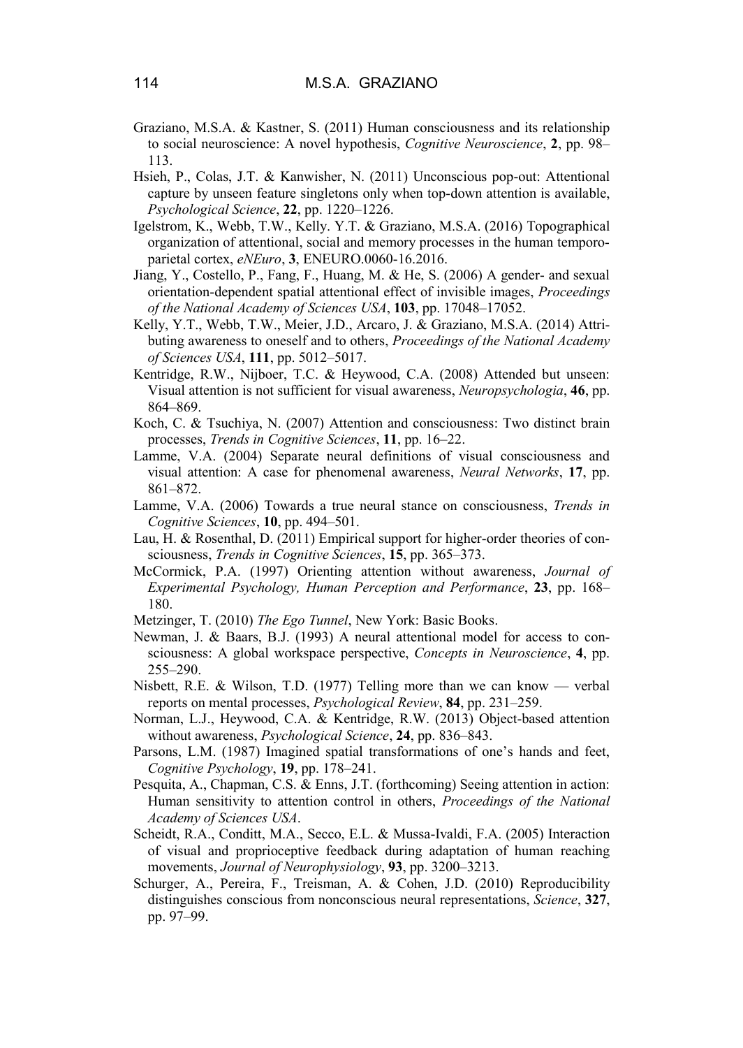Graziano, M.S.A. & Kastner, S. (2011) Human consciousness and its relationship to social neuroscience: A novel hypothesis, *Cognitive Neuroscience*, **2**, pp. 98–113.

Hsieh, P., Colas, J.T. & Kanwisher, N. (2011) Unconscious pop-out: Attentional capture by unseen feature singletons only when top-down attention is available, *Psychological Science*, **22**, pp. 1220–1226.

Igelstrom, K., Webb, T.W., Kelly. Y.T. & Graziano, M.S.A. (2016) Topographical organization of attentional, social and memory processes in the human temporo-parietal cortex, *eNEuro*, **3**, ENEURO.0060-16.2016.

Jiang, Y., Costello, P., Fang, F., Huang, M. & He, S. (2006) A gender- and sexual orientation-dependent spatial attentional effect of invisible images, *Proceedings of the National Academy of Sciences USA*, **103**, pp. 17048–17052.

Kelly, Y.T., Webb, T.W., Meier, J.D., Arcaro, J. & Graziano, M.S.A. (2014) Attributing awareness to oneself and to others, *Proceedings of the National Academy of Sciences USA*, **111**, pp. 5012–5017.

Kentridge, R.W., Nijboer, T.C. & Heywood, C.A. (2008) Attended but unseen: Visual attention is not sufficient for visual awareness, *Neuropsychologia*, **46**, pp. 864–869.

Koch, C. & Tsuchiya, N. (2007) Attention and consciousness: Two distinct brain processes, *Trends in Cognitive Sciences*, **11**, pp. 16–22.

Lamme, V.A. (2004) Separate neural definitions of visual consciousness and visual attention: A case for phenomenal awareness, *Neural Networks*, **17**, pp. 861–872.

Lamme, V.A. (2006) Towards a true neural stance on consciousness, *Trends in Cognitive Sciences*, **10**, pp. 494–501.

Lau, H. & Rosenthal, D. (2011) Empirical support for higher-order theories of consciousness, *Trends in Cognitive Sciences*, **15**, pp. 365–373.

McCormick, P.A. (1997) Orienting attention without awareness, *Journal of Experimental Psychology, Human Perception and Performance*, **23**, pp. 168–180.

Metzinger, T. (2010) *The Ego Tunnel*, New York: Basic Books.

Newman, J. & Baars, B.J. (1993) A neural attentional model for access to consciousness: A global workspace perspective, *Concepts in Neuroscience*, **4**, pp. 255–290.

Nisbett, R.E. & Wilson, T.D. (1977) Telling more than we can know — verbal reports on mental processes, *Psychological Review*, **84**, pp. 231–259.

Norman, L.J., Heywood, C.A. & Kentridge, R.W. (2013) Object-based attention without awareness, *Psychological Science*, **24**, pp. 836–843.

Parsons, L.M. (1987) Imagined spatial transformations of one's hands and feet, *Cognitive Psychology*, **19**, pp. 178–241.

Pesquita, A., Chapman, C.S. & Enns, J.T. (forthcoming) Seeing attention in action: Human sensitivity to attention control in others, *Proceedings of the National Academy of Sciences USA*.

Scheidt, R.A., Conditt, M.A., Secco, E.L. & Mussa-Ivaldi, F.A. (2005) Interaction of visual and proprioceptive feedback during adaptation of human reaching movements, *Journal of Neurophysiology*, **93**, pp. 3200–3213.

Schurger, A., Pereira, F., Treisman, A. & Cohen, J.D. (2010) Reproducibility distinguishes conscious from nonconscious neural representations, *Science*, **327**, pp. 97–99.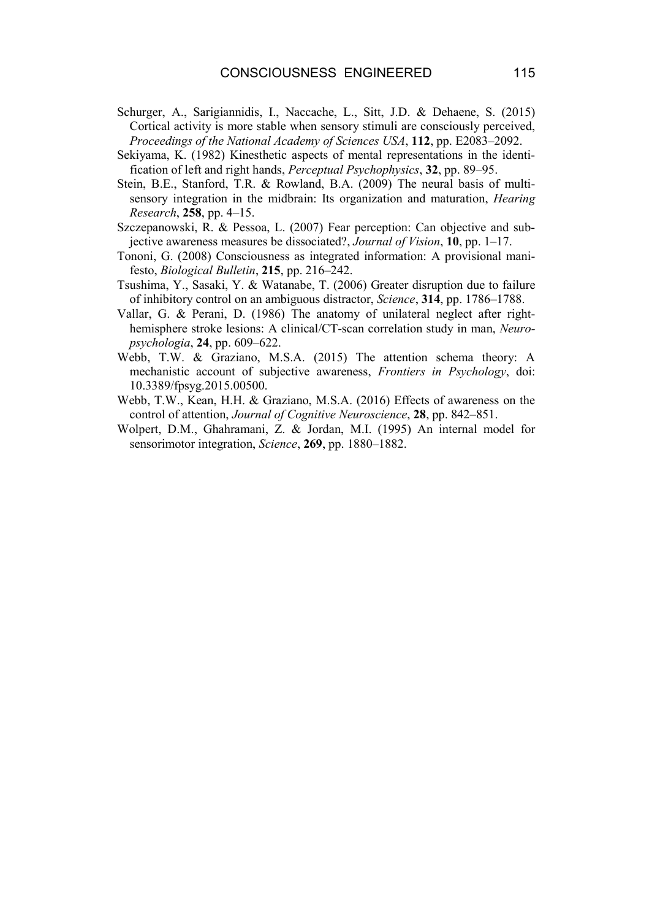Schurger, A., Sarigiannidis, I., Naccache, L., Sitt, J.D. & Dehaene, S. (2015) Cortical activity is more stable when sensory stimuli are consciously perceived, *Proceedings of the National Academy of Sciences USA*, **112**, pp. E2083–2092.

Sekiyama, K. (1982) Kinesthetic aspects of mental representations in the identification of left and right hands, *Perceptual Psychophysics*, **32**, pp. 89–95.

Stein, B.E., Stanford, T.R. & Rowland, B.A. (2009) The neural basis of multisensory integration in the midbrain: Its organization and maturation, *Hearing Research*, **258**, pp. 4–15.

Szczepanowski, R. & Pessoa, L. (2007) Fear perception: Can objective and subjective awareness measures be dissociated?, *Journal of Vision*, **10**, pp. 1–17.

Tononi, G. (2008) Consciousness as integrated information: A provisional manifesto, *Biological Bulletin*, **215**, pp. 216–242.

Tsushima, Y., Sasaki, Y. & Watanabe, T. (2006) Greater disruption due to failure of inhibitory control on an ambiguous distractor, *Science*, **314**, pp. 1786–1788.

Vallar, G. & Perani, D. (1986) The anatomy of unilateral neglect after right-hemisphere stroke lesions: A clinical/CT-scan correlation study in man, *Neuropsychologia*, **24**, pp. 609–622.

Webb, T.W. & Graziano, M.S.A. (2015) The attention schema theory: A mechanistic account of subjective awareness, *Frontiers in Psychology*, doi: 10.3389/fpsyg.2015.00500.

Webb, T.W., Kean, H.H. & Graziano, M.S.A. (2016) Effects of awareness on the control of attention, *Journal of Cognitive Neuroscience*, **28**, pp. 842–851.

Wolpert, D.M., Ghahramani, Z. & Jordan, M.I. (1995) An internal model for sensorimotor integration, *Science*, **269**, pp. 1880–1882.